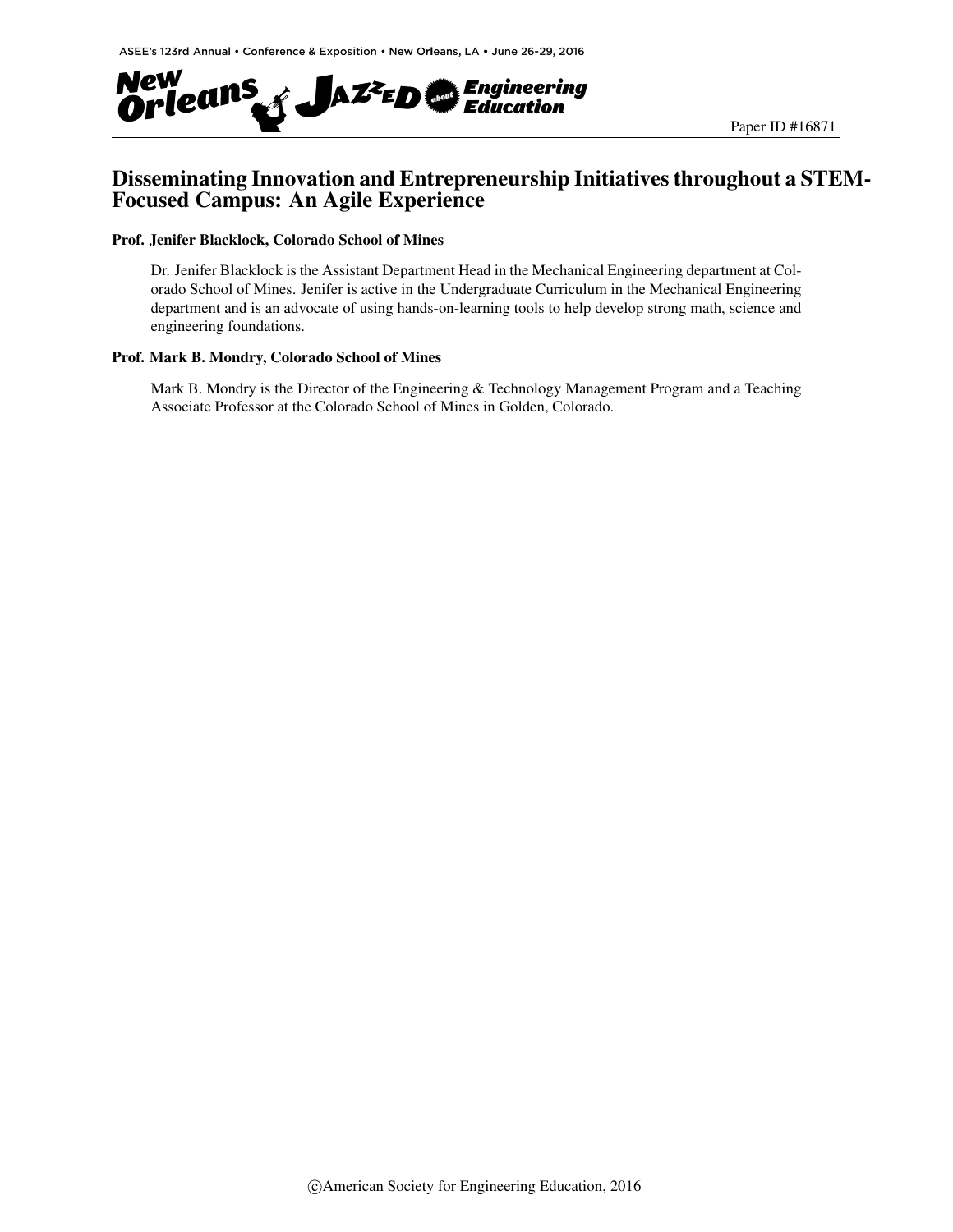Paper ID #16871

# Disseminating Innovation and Entrepreneurship Initiatives throughout a STEM-Focused Campus: An Agile Experience

**Prof. Jenifer Blacklock, Colorado School of Mines**

Dr. Jenifer Blacklock is the Assistant Department Head in the Mechanical Engineering department at Colorado School of Mines. Jenifer is active in the Undergraduate Curriculum in the Mechanical Engineering department and is an advocate of using hands-on-learning tools to help develop strong math, science and engineering foundations.

**Prof. Mark B. Mondry, Colorado School of Mines**

Mark B. Mondry is the Director of the Engineering & Technology Management Program and a Teaching Associate Professor at the Colorado School of Mines in Golden, Colorado.

©American Society for Engineering Education, 2016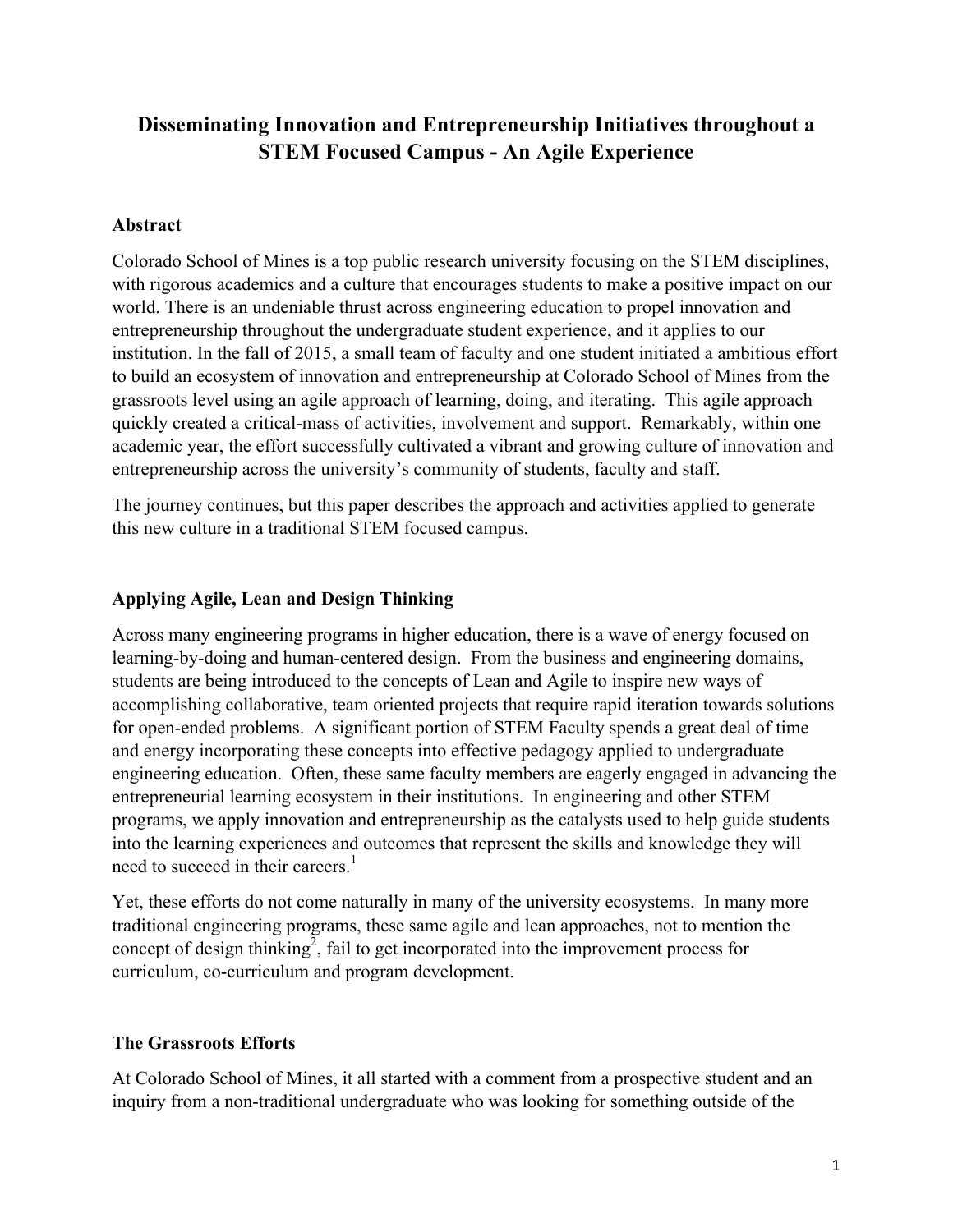# Disseminating Innovation and Entrepreneurship Initiatives throughout a STEM Focused Campus - An Agile Experience

## Abstract

Colorado School of Mines is a top public research university focusing on the STEM disciplines, with rigorous academics and a culture that encourages students to make a positive impact on our world. There is an undeniable thrust across engineering education to propel innovation and entrepreneurship throughout the undergraduate student experience, and it applies to our institution. In the fall of 2015, a small team of faculty and one student initiated a ambitious effort to build an ecosystem of innovation and entrepreneurship at Colorado School of Mines from the grassroots level using an agile approach of learning, doing, and iterating. This agile approach quickly created a critical-mass of activities, involvement and support. Remarkably, within one academic year, the effort successfully cultivated a vibrant and growing culture of innovation and entrepreneurship across the university's community of students, faculty and staff.

The journey continues, but this paper describes the approach and activities applied to generate this new culture in a traditional STEM focused campus.

## Applying Agile, Lean and Design Thinking

Across many engineering programs in higher education, there is a wave of energy focused on learning-by-doing and human-centered design. From the business and engineering domains, students are being introduced to the concepts of Lean and Agile to inspire new ways of accomplishing collaborative, team oriented projects that require rapid iteration towards solutions for open-ended problems. A significant portion of STEM Faculty spends a great deal of time and energy incorporating these concepts into effective pedagogy applied to undergraduate engineering education. Often, these same faculty members are eagerly engaged in advancing the entrepreneurial learning ecosystem in their institutions. In engineering and other STEM programs, we apply innovation and entrepreneurship as the catalysts used to help guide students into the learning experiences and outcomes that represent the skills and knowledge they will need to succeed in their careers.[1]

Yet, these efforts do not come naturally in many of the university ecosystems. In many more traditional engineering programs, these same agile and lean approaches, not to mention the concept of design thinking[2], fail to get incorporated into the improvement process for curriculum, co-curriculum and program development.

## The Grassroots Efforts

At Colorado School of Mines, it all started with a comment from a prospective student and an inquiry from a non-traditional undergraduate who was looking for something outside of the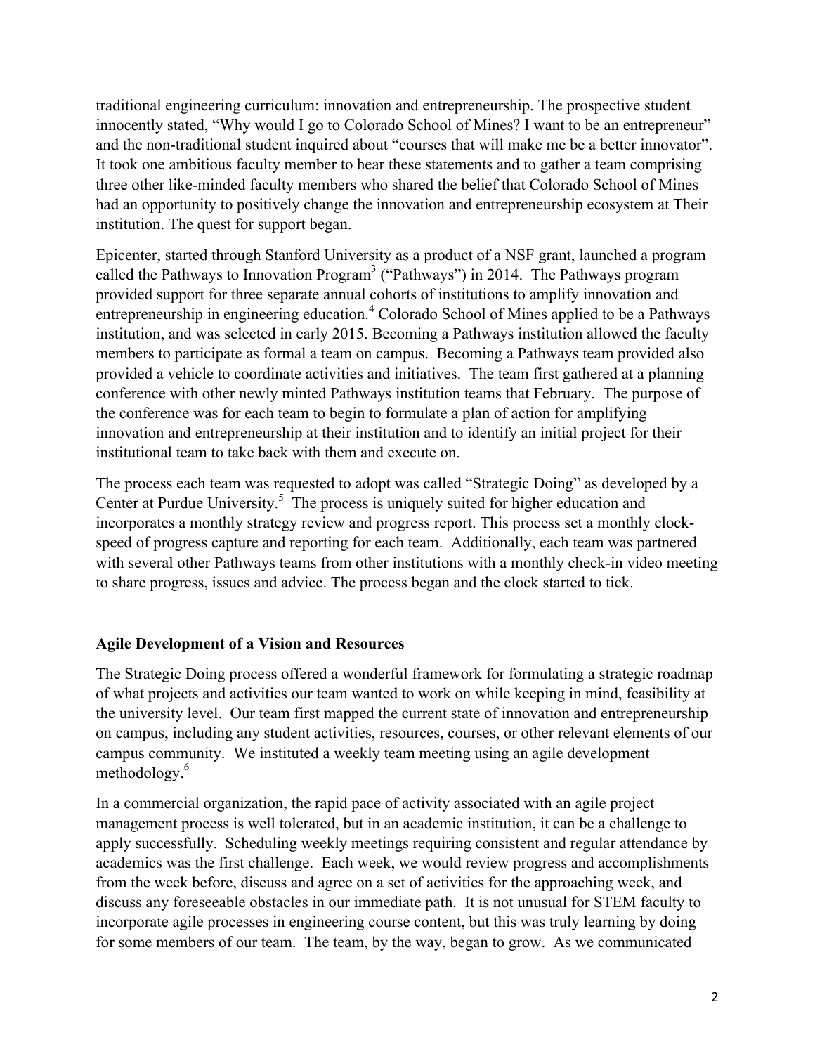traditional engineering curriculum: innovation and entrepreneurship. The prospective student innocently stated, “Why would I go to Colorado School of Mines? I want to be an entrepreneur” and the non-traditional student inquired about “courses that will make me be a better innovator”. It took one ambitious faculty member to hear these statements and to gather a team comprising three other like-minded faculty members who shared the belief that Colorado School of Mines had an opportunity to positively change the innovation and entrepreneurship ecosystem at Their institution. The quest for support began.

Epicenter, started through Stanford University as a product of a NSF grant, launched a program called the Pathways to Innovation Program[3] (“Pathways”) in 2014. The Pathways program provided support for three separate annual cohorts of institutions to amplify innovation and entrepreneurship in engineering education.[4] Colorado School of Mines applied to be a Pathways institution, and was selected in early 2015. Becoming a Pathways institution allowed the faculty members to participate as formal a team on campus. Becoming a Pathways team provided also provided a vehicle to coordinate activities and initiatives. The team first gathered at a planning conference with other newly minted Pathways institution teams that February. The purpose of the conference was for each team to begin to formulate a plan of action for amplifying innovation and entrepreneurship at their institution and to identify an initial project for their institutional team to take back with them and execute on.

The process each team was requested to adopt was called “Strategic Doing” as developed by a Center at Purdue University.[5] The process is uniquely suited for higher education and incorporates a monthly strategy review and progress report. This process set a monthly clock-speed of progress capture and reporting for each team. Additionally, each team was partnered with several other Pathways teams from other institutions with a monthly check-in video meeting to share progress, issues and advice. The process began and the clock started to tick.

## Agile Development of a Vision and Resources

The Strategic Doing process offered a wonderful framework for formulating a strategic roadmap of what projects and activities our team wanted to work on while keeping in mind, feasibility at the university level. Our team first mapped the current state of innovation and entrepreneurship on campus, including any student activities, resources, courses, or other relevant elements of our campus community. We instituted a weekly team meeting using an agile development methodology.[6]

In a commercial organization, the rapid pace of activity associated with an agile project management process is well tolerated, but in an academic institution, it can be a challenge to apply successfully. Scheduling weekly meetings requiring consistent and regular attendance by academics was the first challenge. Each week, we would review progress and accomplishments from the week before, discuss and agree on a set of activities for the approaching week, and discuss any foreseeable obstacles in our immediate path. It is not unusual for STEM faculty to incorporate agile processes in engineering course content, but this was truly learning by doing for some members of our team. The team, by the way, began to grow. As we communicated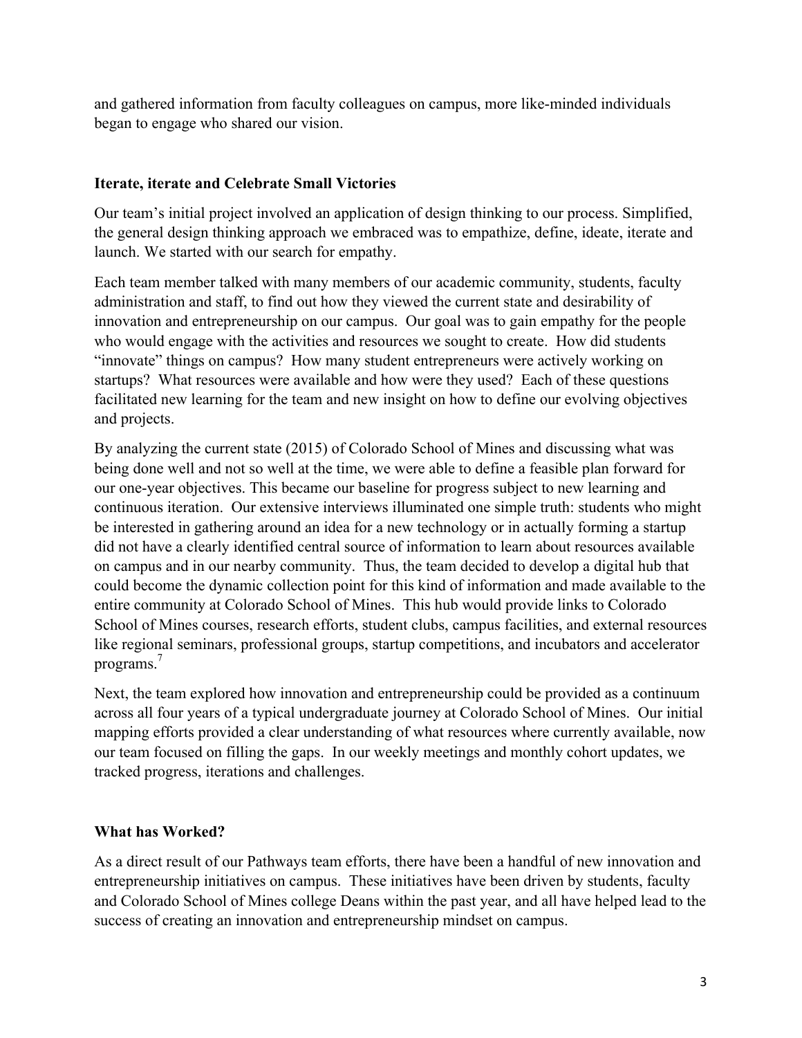and gathered information from faculty colleagues on campus, more like-minded individuals began to engage who shared our vision.

### Iterate, iterate and Celebrate Small Victories

Our team's initial project involved an application of design thinking to our process. Simplified, the general design thinking approach we embraced was to empathize, define, ideate, iterate and launch. We started with our search for empathy.

Each team member talked with many members of our academic community, students, faculty administration and staff, to find out how they viewed the current state and desirability of innovation and entrepreneurship on our campus. Our goal was to gain empathy for the people who would engage with the activities and resources we sought to create. How did students "innovate" things on campus? How many student entrepreneurs were actively working on startups? What resources were available and how were they used? Each of these questions facilitated new learning for the team and new insight on how to define our evolving objectives and projects.

By analyzing the current state (2015) of Colorado School of Mines and discussing what was being done well and not so well at the time, we were able to define a feasible plan forward for our one-year objectives. This became our baseline for progress subject to new learning and continuous iteration. Our extensive interviews illuminated one simple truth: students who might be interested in gathering around an idea for a new technology or in actually forming a startup did not have a clearly identified central source of information to learn about resources available on campus and in our nearby community. Thus, the team decided to develop a digital hub that could become the dynamic collection point for this kind of information and made available to the entire community at Colorado School of Mines. This hub would provide links to Colorado School of Mines courses, research efforts, student clubs, campus facilities, and external resources like regional seminars, professional groups, startup competitions, and incubators and accelerator programs.[7]

Next, the team explored how innovation and entrepreneurship could be provided as a continuum across all four years of a typical undergraduate journey at Colorado School of Mines. Our initial mapping efforts provided a clear understanding of what resources where currently available, now our team focused on filling the gaps. In our weekly meetings and monthly cohort updates, we tracked progress, iterations and challenges.

### What has Worked?

As a direct result of our Pathways team efforts, there have been a handful of new innovation and entrepreneurship initiatives on campus. These initiatives have been driven by students, faculty and Colorado School of Mines college Deans within the past year, and all have helped lead to the success of creating an innovation and entrepreneurship mindset on campus.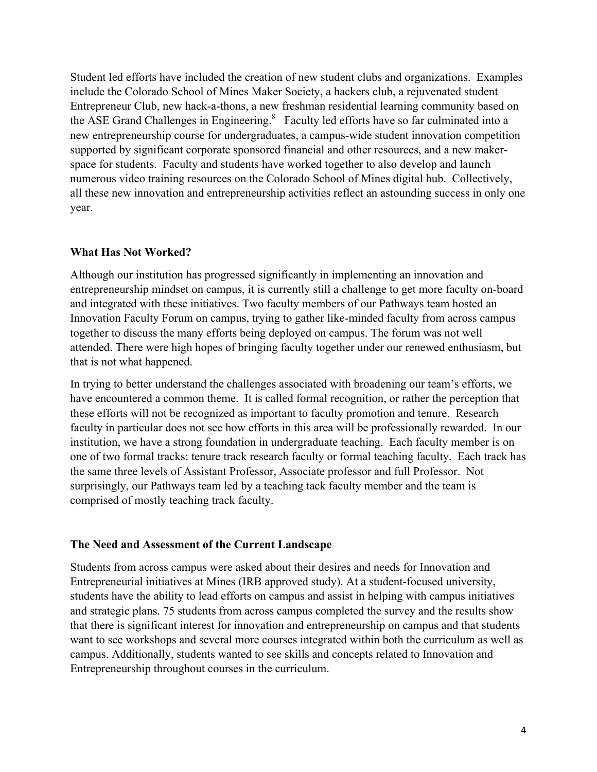Student led efforts have included the creation of new student clubs and organizations. Examples include the Colorado School of Mines Maker Society, a hackers club, a rejuvenated student Entrepreneur Club, new hack-a-thons, a new freshman residential learning community based on the ASE Grand Challenges in Engineering.[8] Faculty led efforts have so far culminated into a new entrepreneurship course for undergraduates, a campus-wide student innovation competition supported by significant corporate sponsored financial and other resources, and a new maker-space for students. Faculty and students have worked together to also develop and launch numerous video training resources on the Colorado School of Mines digital hub. Collectively, all these new innovation and entrepreneurship activities reflect an astounding success in only one year.

### What Has Not Worked?

Although our institution has progressed significantly in implementing an innovation and entrepreneurship mindset on campus, it is currently still a challenge to get more faculty on-board and integrated with these initiatives. Two faculty members of our Pathways team hosted an Innovation Faculty Forum on campus, trying to gather like-minded faculty from across campus together to discuss the many efforts being deployed on campus. The forum was not well attended. There were high hopes of bringing faculty together under our renewed enthusiasm, but that is not what happened.

In trying to better understand the challenges associated with broadening our team's efforts, we have encountered a common theme. It is called formal recognition, or rather the perception that these efforts will not be recognized as important to faculty promotion and tenure. Research faculty in particular does not see how efforts in this area will be professionally rewarded. In our institution, we have a strong foundation in undergraduate teaching. Each faculty member is on one of two formal tracks: tenure track research faculty or formal teaching faculty. Each track has the same three levels of Assistant Professor, Associate professor and full Professor. Not surprisingly, our Pathways team led by a teaching tack faculty member and the team is comprised of mostly teaching track faculty.

### The Need and Assessment of the Current Landscape

Students from across campus were asked about their desires and needs for Innovation and Entrepreneurial initiatives at Mines (IRB approved study). At a student-focused university, students have the ability to lead efforts on campus and assist in helping with campus initiatives and strategic plans. 75 students from across campus completed the survey and the results show that there is significant interest for innovation and entrepreneurship on campus and that students want to see workshops and several more courses integrated within both the curriculum as well as campus. Additionally, students wanted to see skills and concepts related to Innovation and Entrepreneurship throughout courses in the curriculum.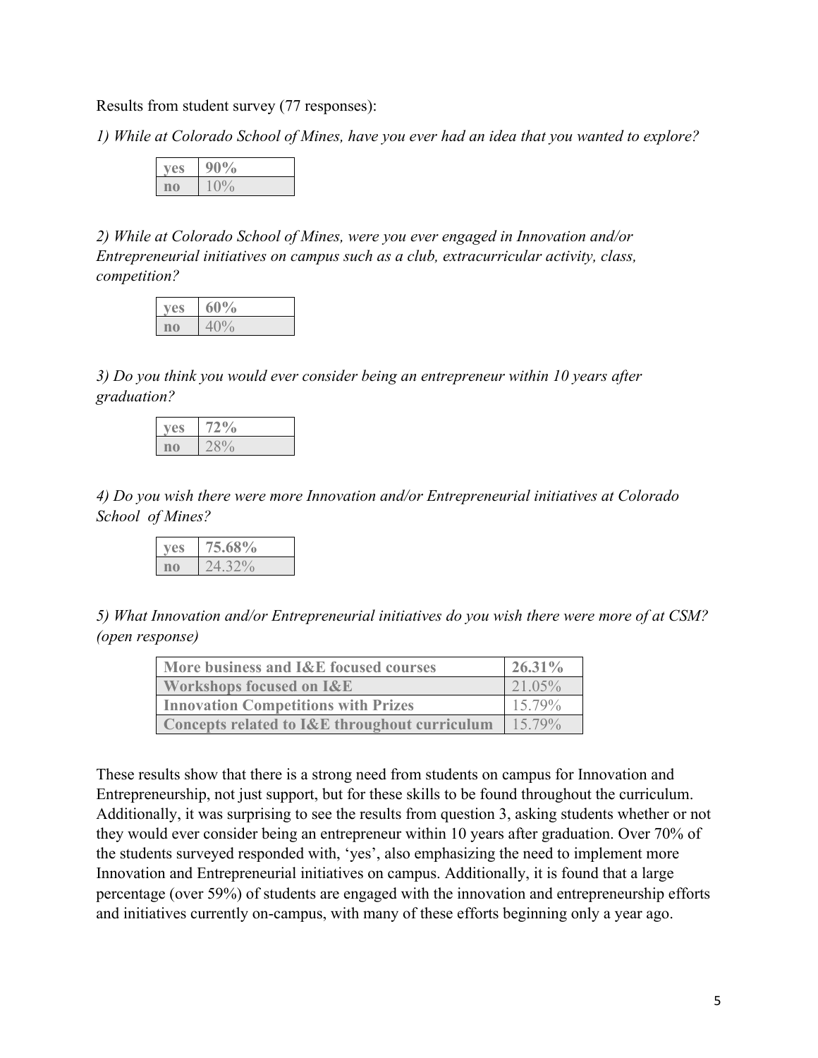Results from student survey (77 responses):

*1) While at Colorado School of Mines, have you ever had an idea that you wanted to explore?*

| yes | 90% |
|---|---|
| no | 10% |

*2) While at Colorado School of Mines, were you ever engaged in Innovation and/or Entrepreneurial initiatives on campus such as a club, extracurricular activity, class, competition?*

| yes | 60% |
|---|---|
| no | 40% |

*3) Do you think you would ever consider being an entrepreneur within 10 years after graduation?*

| yes | 72% |
|---|---|
| no | 28% |

*4) Do you wish there were more Innovation and/or Entrepreneurial initiatives at Colorado School of Mines?*

| yes | 75.68% |
|---|---|
| no | 24.32% |

*5) What Innovation and/or Entrepreneurial initiatives do you wish there were more of at CSM? (open response)*

| More business and I&E focused courses | 26.31% |
|---|---|
| Workshops focused on I&E | 21.05% |
| Innovation Competitions with Prizes | 15.79% |
| Concepts related to I&E throughout curriculum | 15.79% |

These results show that there is a strong need from students on campus for Innovation and Entrepreneurship, not just support, but for these skills to be found throughout the curriculum. Additionally, it was surprising to see the results from question 3, asking students whether or not they would ever consider being an entrepreneur within 10 years after graduation. Over 70% of the students surveyed responded with, 'yes', also emphasizing the need to implement more Innovation and Entrepreneurial initiatives on campus. Additionally, it is found that a large percentage (over 59%) of students are engaged with the innovation and entrepreneurship efforts and initiatives currently on-campus, with many of these efforts beginning only a year ago.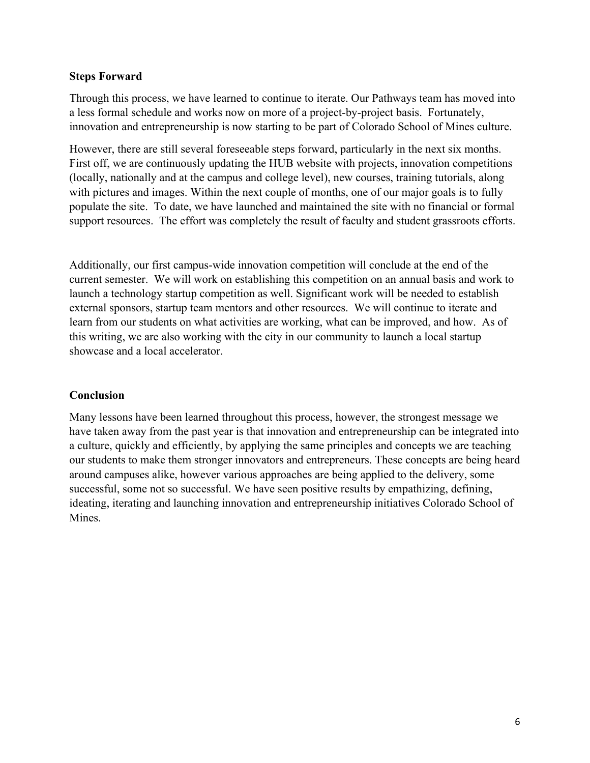**Steps Forward**

Through this process, we have learned to continue to iterate. Our Pathways team has moved into a less formal schedule and works now on more of a project-by-project basis. Fortunately, innovation and entrepreneurship is now starting to be part of Colorado School of Mines culture.

However, there are still several foreseeable steps forward, particularly in the next six months. First off, we are continuously updating the HUB website with projects, innovation competitions (locally, nationally and at the campus and college level), new courses, training tutorials, along with pictures and images. Within the next couple of months, one of our major goals is to fully populate the site. To date, we have launched and maintained the site with no financial or formal support resources. The effort was completely the result of faculty and student grassroots efforts.

Additionally, our first campus-wide innovation competition will conclude at the end of the current semester. We will work on establishing this competition on an annual basis and work to launch a technology startup competition as well. Significant work will be needed to establish external sponsors, startup team mentors and other resources. We will continue to iterate and learn from our students on what activities are working, what can be improved, and how. As of this writing, we are also working with the city in our community to launch a local startup showcase and a local accelerator.

**Conclusion**

Many lessons have been learned throughout this process, however, the strongest message we have taken away from the past year is that innovation and entrepreneurship can be integrated into a culture, quickly and efficiently, by applying the same principles and concepts we are teaching our students to make them stronger innovators and entrepreneurs. These concepts are being heard around campuses alike, however various approaches are being applied to the delivery, some successful, some not so successful. We have seen positive results by empathizing, defining, ideating, iterating and launching innovation and entrepreneurship initiatives Colorado School of Mines.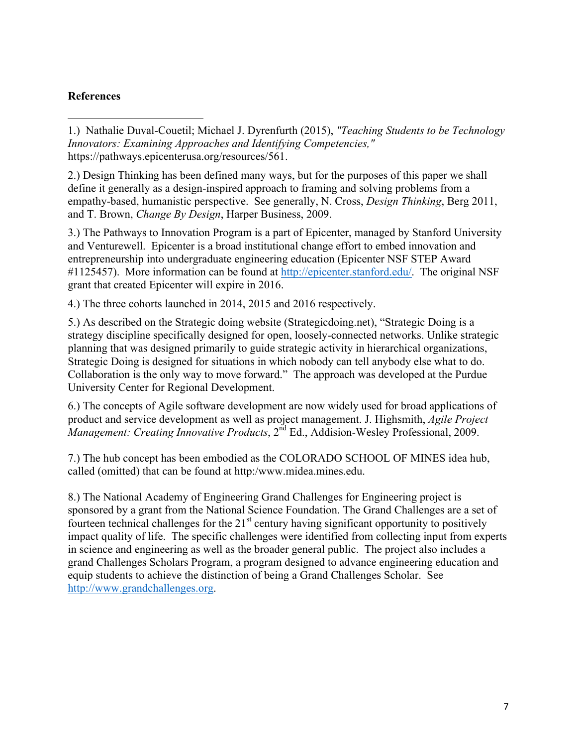**References**

1.) Nathalie Duval-Couetil; Michael J. Dyrenfurth (2015), *"Teaching Students to be Technology Innovators: Examining Approaches and Identifying Competencies,"* https://pathways.epicenterusa.org/resources/561.

2.) Design Thinking has been defined many ways, but for the purposes of this paper we shall define it generally as a design-inspired approach to framing and solving problems from a empathy-based, humanistic perspective. See generally, N. Cross, *Design Thinking*, Berg 2011, and T. Brown, *Change By Design*, Harper Business, 2009.

3.) The Pathways to Innovation Program is a part of Epicenter, managed by Stanford University and Venturewell. Epicenter is a broad institutional change effort to embed innovation and entrepreneurship into undergraduate engineering education (Epicenter NSF STEP Award #1125457). More information can be found at http://epicenter.stanford.edu/. The original NSF grant that created Epicenter will expire in 2016.

4.) The three cohorts launched in 2014, 2015 and 2016 respectively.

5.) As described on the Strategic doing website (Strategicdoing.net), "Strategic Doing is a strategy discipline specifically designed for open, loosely-connected networks. Unlike strategic planning that was designed primarily to guide strategic activity in hierarchical organizations, Strategic Doing is designed for situations in which nobody can tell anybody else what to do. Collaboration is the only way to move forward." The approach was developed at the Purdue University Center for Regional Development.

6.) The concepts of Agile software development are now widely used for broad applications of product and service development as well as project management. J. Highsmith, *Agile Project Management: Creating Innovative Products*, 2nd Ed., Addision-Wesley Professional, 2009.

7.) The hub concept has been embodied as the COLORADO SCHOOL OF MINES idea hub, called (omitted) that can be found at http:/www.midea.mines.edu.

8.) The National Academy of Engineering Grand Challenges for Engineering project is sponsored by a grant from the National Science Foundation. The Grand Challenges are a set of fourteen technical challenges for the 21st century having significant opportunity to positively impact quality of life. The specific challenges were identified from collecting input from experts in science and engineering as well as the broader general public. The project also includes a grand Challenges Scholars Program, a program designed to advance engineering education and equip students to achieve the distinction of being a Grand Challenges Scholar. See http://www.grandchallenges.org.